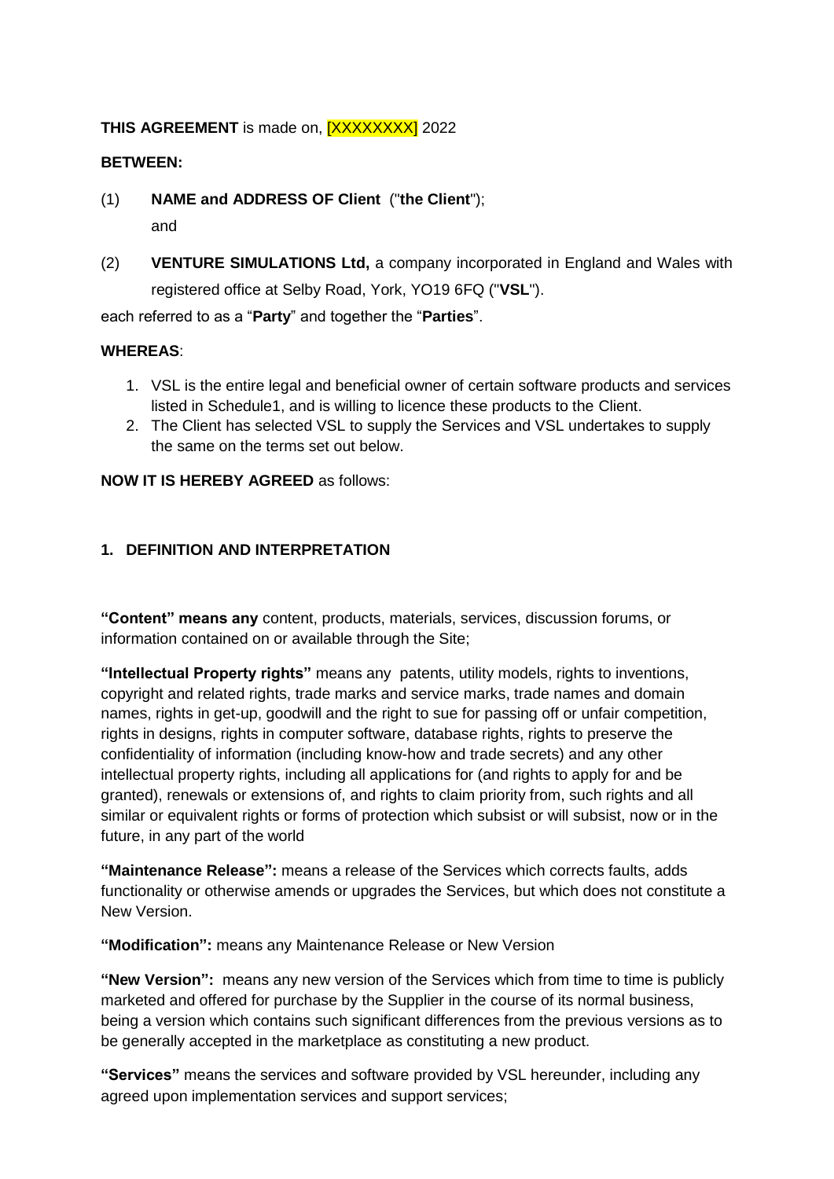**THIS AGREEMENT** is made on, [XXXXXXXX] 2022

**BETWEEN:**

(1) **NAME and ADDRESS OF Client** ("**the Client**");

and

(2) **VENTURE SIMULATIONS Ltd,** a company incorporated in England and Wales with registered office at Selby Road, York, YO19 6FQ ("**VSL**").

each referred to as a "**Party**" and together the "**Parties**".

**WHEREAS**:

1. VSL is the entire legal and beneficial owner of certain software products and services listed in Schedule1, and is willing to licence these products to the Client.
2. The Client has selected VSL to supply the Services and VSL undertakes to supply the same on the terms set out below.

**NOW IT IS HEREBY AGREED** as follows:

## 1. DEFINITION AND INTERPRETATION

**"Content" means any** content, products, materials, services, discussion forums, or information contained on or available through the Site;

**"Intellectual Property rights"** means any patents, utility models, rights to inventions, copyright and related rights, trade marks and service marks, trade names and domain names, rights in get-up, goodwill and the right to sue for passing off or unfair competition, rights in designs, rights in computer software, database rights, rights to preserve the confidentiality of information (including know-how and trade secrets) and any other intellectual property rights, including all applications for (and rights to apply for and be granted), renewals or extensions of, and rights to claim priority from, such rights and all similar or equivalent rights or forms of protection which subsist or will subsist, now or in the future, in any part of the world

**"Maintenance Release":** means a release of the Services which corrects faults, adds functionality or otherwise amends or upgrades the Services, but which does not constitute a New Version.

**"Modification":** means any Maintenance Release or New Version

**"New Version":** means any new version of the Services which from time to time is publicly marketed and offered for purchase by the Supplier in the course of its normal business, being a version which contains such significant differences from the previous versions as to be generally accepted in the marketplace as constituting a new product.

**"Services"** means the services and software provided by VSL hereunder, including any agreed upon implementation services and support services;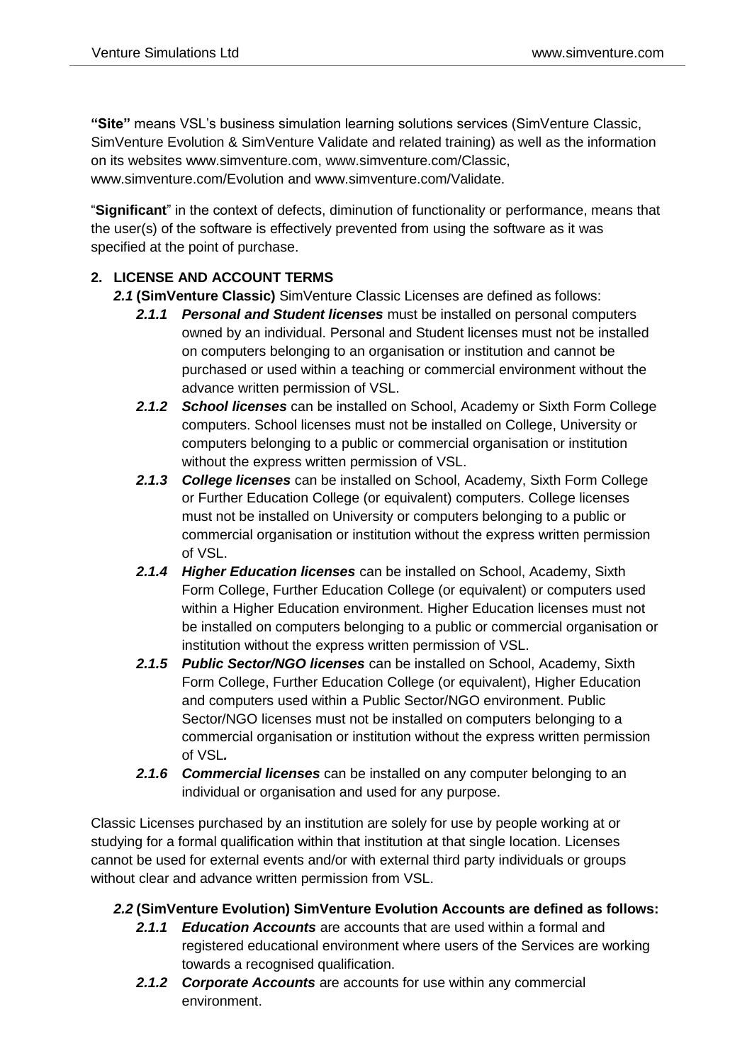**"Site"** means VSL's business simulation learning solutions services (SimVenture Classic, SimVenture Evolution & SimVenture Validate and related training) as well as the information on its websites www.simventure.com, www.simventure.com/Classic, www.simventure.com/Evolution and www.simventure.com/Validate.

"**Significant**" in the context of defects, diminution of functionality or performance, means that the user(s) of the software is effectively prevented from using the software as it was specified at the point of purchase.

## 2. LICENSE AND ACCOUNT TERMS

***2.1*** **(SimVenture Classic)** SimVenture Classic Licenses are defined as follows:

- ***2.1.1 Personal and Student licenses*** must be installed on personal computers owned by an individual. Personal and Student licenses must not be installed on computers belonging to an organisation or institution and cannot be purchased or used within a teaching or commercial environment without the advance written permission of VSL.
- ***2.1.2 School licenses*** can be installed on School, Academy or Sixth Form College computers. School licenses must not be installed on College, University or computers belonging to a public or commercial organisation or institution without the express written permission of VSL.
- ***2.1.3 College licenses*** can be installed on School, Academy, Sixth Form College or Further Education College (or equivalent) computers. College licenses must not be installed on University or computers belonging to a public or commercial organisation or institution without the express written permission of VSL.
- ***2.1.4 Higher Education licenses*** can be installed on School, Academy, Sixth Form College, Further Education College (or equivalent) or computers used within a Higher Education environment. Higher Education licenses must not be installed on computers belonging to a public or commercial organisation or institution without the express written permission of VSL.
- ***2.1.5 Public Sector/NGO licenses*** can be installed on School, Academy, Sixth Form College, Further Education College (or equivalent), Higher Education and computers used within a Public Sector/NGO environment. Public Sector/NGO licenses must not be installed on computers belonging to a commercial organisation or institution without the express written permission of VSL***.***
- ***2.1.6 Commercial licenses*** can be installed on any computer belonging to an individual or organisation and used for any purpose.

Classic Licenses purchased by an institution are solely for use by people working at or studying for a formal qualification within that institution at that single location. Licenses cannot be used for external events and/or with external third party individuals or groups without clear and advance written permission from VSL.

***2.2*** **(SimVenture Evolution) SimVenture Evolution Accounts are defined as follows:**

- ***2.1.1 Education Accounts*** are accounts that are used within a formal and registered educational environment where users of the Services are working towards a recognised qualification.
- ***2.1.2 Corporate Accounts*** are accounts for use within any commercial environment.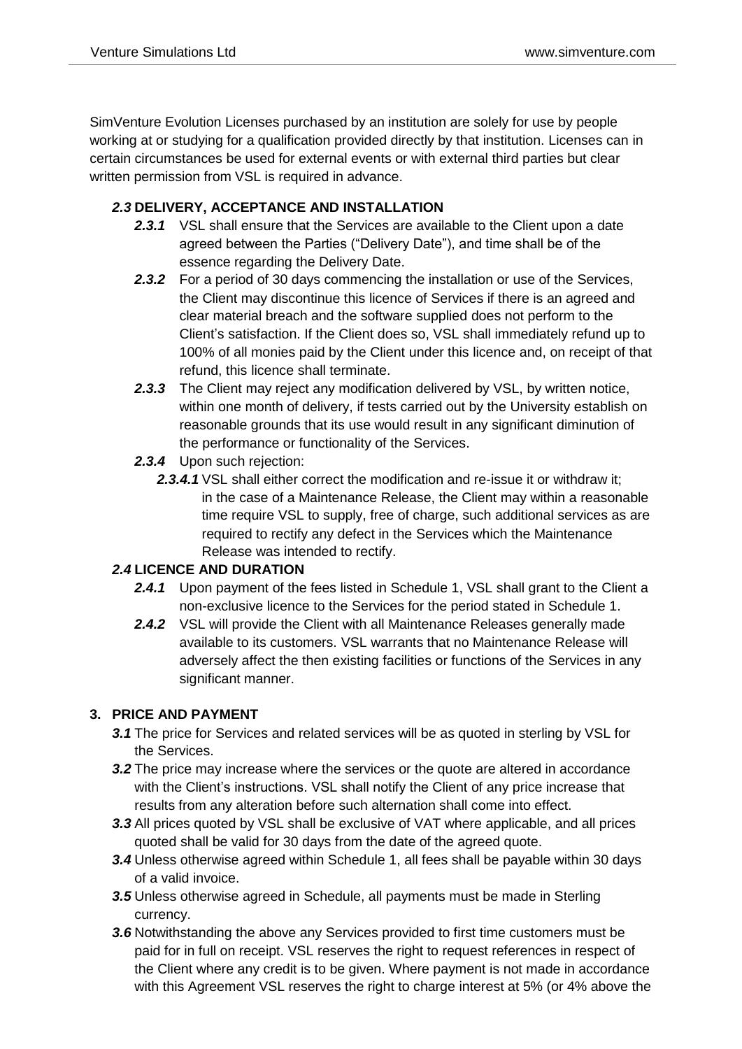SimVenture Evolution Licenses purchased by an institution are solely for use by people working at or studying for a qualification provided directly by that institution. Licenses can in certain circumstances be used for external events or with external third parties but clear written permission from VSL is required in advance.

***2.3*** **DELIVERY, ACCEPTANCE AND INSTALLATION**

***2.3.1*** VSL shall ensure that the Services are available to the Client upon a date agreed between the Parties ("Delivery Date"), and time shall be of the essence regarding the Delivery Date.

***2.3.2*** For a period of 30 days commencing the installation or use of the Services, the Client may discontinue this licence of Services if there is an agreed and clear material breach and the software supplied does not perform to the Client's satisfaction. If the Client does so, VSL shall immediately refund up to 100% of all monies paid by the Client under this licence and, on receipt of that refund, this licence shall terminate.

***2.3.3*** The Client may reject any modification delivered by VSL, by written notice, within one month of delivery, if tests carried out by the University establish on reasonable grounds that its use would result in any significant diminution of the performance or functionality of the Services.

***2.3.4*** Upon such rejection:

***2.3.4.1*** VSL shall either correct the modification and re-issue it or withdraw it; in the case of a Maintenance Release, the Client may within a reasonable time require VSL to supply, free of charge, such additional services as are required to rectify any defect in the Services which the Maintenance Release was intended to rectify.

***2.4*** **LICENCE AND DURATION**

***2.4.1*** Upon payment of the fees listed in Schedule 1, VSL shall grant to the Client a non-exclusive licence to the Services for the period stated in Schedule 1.

***2.4.2*** VSL will provide the Client with all Maintenance Releases generally made available to its customers. VSL warrants that no Maintenance Release will adversely affect the then existing facilities or functions of the Services in any significant manner.

**3. PRICE AND PAYMENT**

***3.1*** The price for Services and related services will be as quoted in sterling by VSL for the Services.

***3.2*** The price may increase where the services or the quote are altered in accordance with the Client's instructions. VSL shall notify the Client of any price increase that results from any alteration before such alternation shall come into effect.

***3.3*** All prices quoted by VSL shall be exclusive of VAT where applicable, and all prices quoted shall be valid for 30 days from the date of the agreed quote.

***3.4*** Unless otherwise agreed within Schedule 1, all fees shall be payable within 30 days of a valid invoice.

***3.5*** Unless otherwise agreed in Schedule, all payments must be made in Sterling currency.

***3.6*** Notwithstanding the above any Services provided to first time customers must be paid for in full on receipt. VSL reserves the right to request references in respect of the Client where any credit is to be given. Where payment is not made in accordance with this Agreement VSL reserves the right to charge interest at 5% (or 4% above the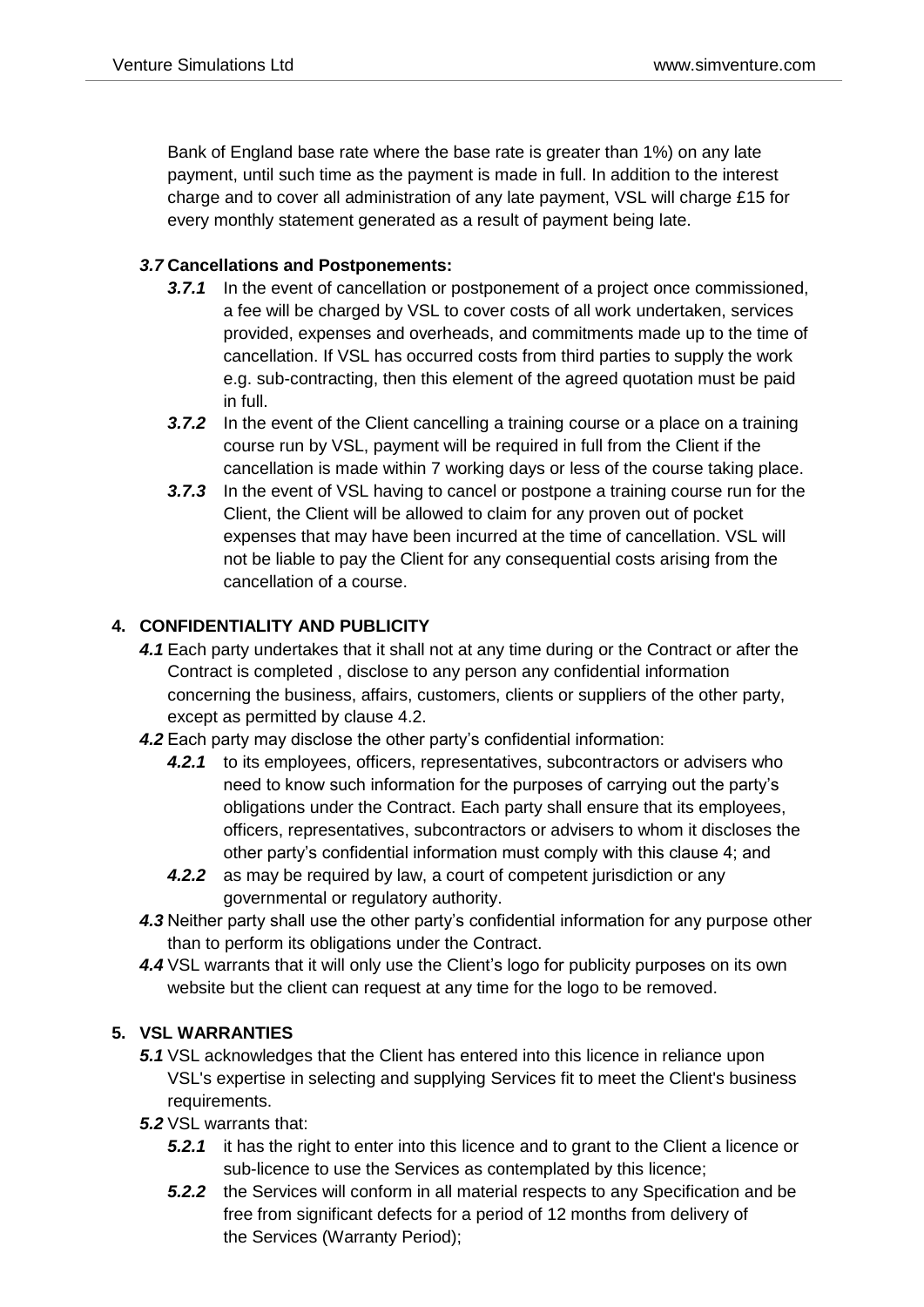Bank of England base rate where the base rate is greater than 1%) on any late payment, until such time as the payment is made in full. In addition to the interest charge and to cover all administration of any late payment, VSL will charge £15 for every monthly statement generated as a result of payment being late.

***3.7*** **Cancellations and Postponements:**

***3.7.1*** In the event of cancellation or postponement of a project once commissioned, a fee will be charged by VSL to cover costs of all work undertaken, services provided, expenses and overheads, and commitments made up to the time of cancellation. If VSL has occurred costs from third parties to supply the work e.g. sub-contracting, then this element of the agreed quotation must be paid in full.

***3.7.2*** In the event of the Client cancelling a training course or a place on a training course run by VSL, payment will be required in full from the Client if the cancellation is made within 7 working days or less of the course taking place.

***3.7.3*** In the event of VSL having to cancel or postpone a training course run for the Client, the Client will be allowed to claim for any proven out of pocket expenses that may have been incurred at the time of cancellation. VSL will not be liable to pay the Client for any consequential costs arising from the cancellation of a course.

## 4. CONFIDENTIALITY AND PUBLICITY

***4.1*** Each party undertakes that it shall not at any time during or the Contract or after the Contract is completed , disclose to any person any confidential information concerning the business, affairs, customers, clients or suppliers of the other party, except as permitted by clause 4.2.

***4.2*** Each party may disclose the other party's confidential information:

***4.2.1*** to its employees, officers, representatives, subcontractors or advisers who need to know such information for the purposes of carrying out the party's obligations under the Contract. Each party shall ensure that its employees, officers, representatives, subcontractors or advisers to whom it discloses the other party's confidential information must comply with this clause 4; and

***4.2.2*** as may be required by law, a court of competent jurisdiction or any governmental or regulatory authority.

***4.3*** Neither party shall use the other party's confidential information for any purpose other than to perform its obligations under the Contract.

***4.4*** VSL warrants that it will only use the Client's logo for publicity purposes on its own website but the client can request at any time for the logo to be removed.

## 5. VSL WARRANTIES

***5.1*** VSL acknowledges that the Client has entered into this licence in reliance upon VSL's expertise in selecting and supplying Services fit to meet the Client's business requirements.

***5.2*** VSL warrants that:

***5.2.1*** it has the right to enter into this licence and to grant to the Client a licence or sub-licence to use the Services as contemplated by this licence;

***5.2.2*** the Services will conform in all material respects to any Specification and be free from significant defects for a period of 12 months from delivery of the Services (Warranty Period);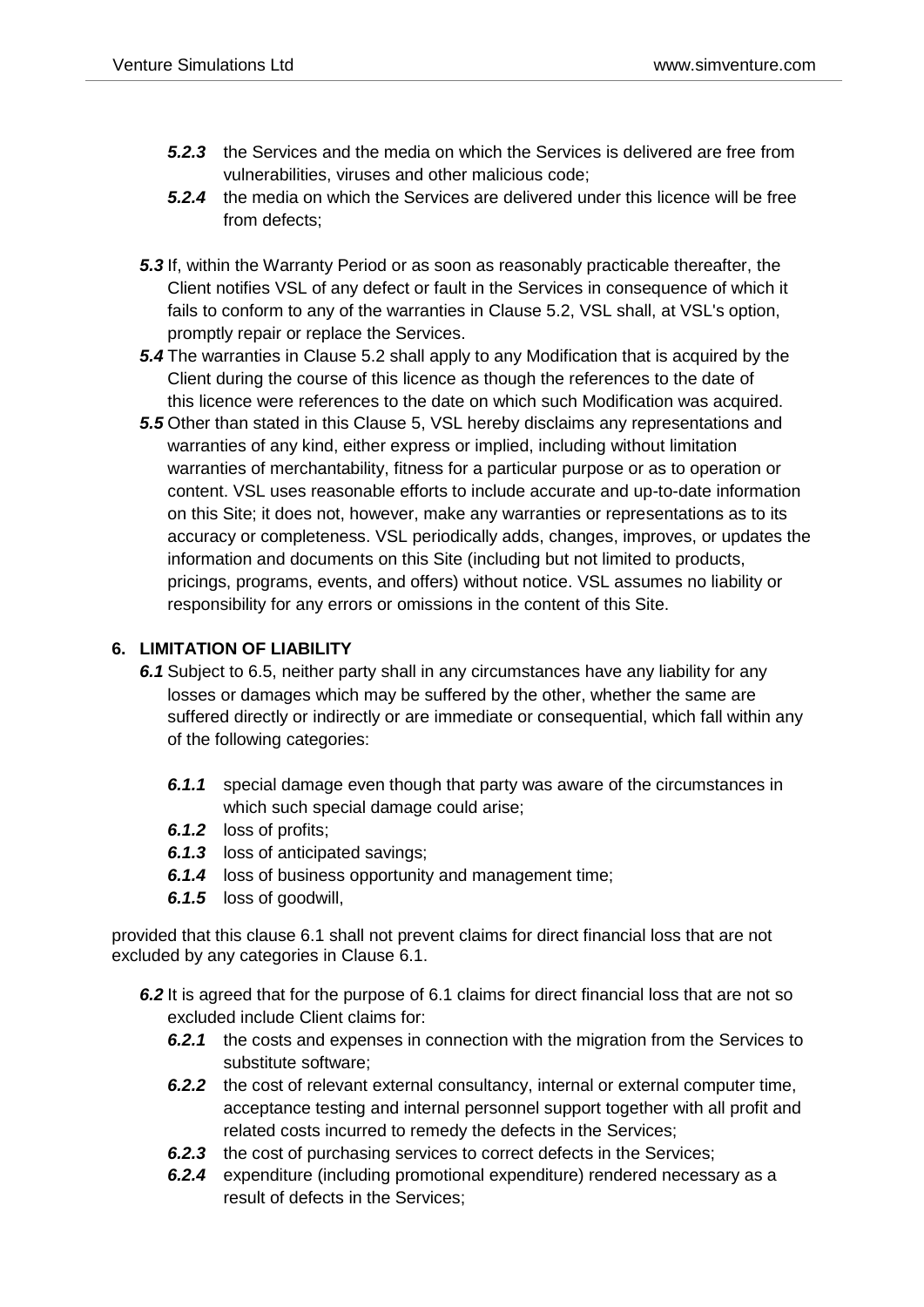- ***5.2.3*** the Services and the media on which the Services is delivered are free from vulnerabilities, viruses and other malicious code;
- ***5.2.4*** the media on which the Services are delivered under this licence will be free from defects;

***5.3*** If, within the Warranty Period or as soon as reasonably practicable thereafter, the Client notifies VSL of any defect or fault in the Services in consequence of which it fails to conform to any of the warranties in Clause 5.2, VSL shall, at VSL's option, promptly repair or replace the Services.

***5.4*** The warranties in Clause 5.2 shall apply to any Modification that is acquired by the Client during the course of this licence as though the references to the date of this licence were references to the date on which such Modification was acquired.

***5.5*** Other than stated in this Clause 5, VSL hereby disclaims any representations and warranties of any kind, either express or implied, including without limitation warranties of merchantability, fitness for a particular purpose or as to operation or content. VSL uses reasonable efforts to include accurate and up-to-date information on this Site; it does not, however, make any warranties or representations as to its accuracy or completeness. VSL periodically adds, changes, improves, or updates the information and documents on this Site (including but not limited to products, pricings, programs, events, and offers) without notice. VSL assumes no liability or responsibility for any errors or omissions in the content of this Site.

## 6. LIMITATION OF LIABILITY

***6.1*** Subject to 6.5, neither party shall in any circumstances have any liability for any losses or damages which may be suffered by the other, whether the same are suffered directly or indirectly or are immediate or consequential, which fall within any of the following categories:

- ***6.1.1*** special damage even though that party was aware of the circumstances in which such special damage could arise;
- ***6.1.2*** loss of profits;
- ***6.1.3*** loss of anticipated savings;
- ***6.1.4*** loss of business opportunity and management time;
- ***6.1.5*** loss of goodwill,

provided that this clause 6.1 shall not prevent claims for direct financial loss that are not excluded by any categories in Clause 6.1.

***6.2*** It is agreed that for the purpose of 6.1 claims for direct financial loss that are not so excluded include Client claims for:

- ***6.2.1*** the costs and expenses in connection with the migration from the Services to substitute software;
- ***6.2.2*** the cost of relevant external consultancy, internal or external computer time, acceptance testing and internal personnel support together with all profit and related costs incurred to remedy the defects in the Services;
- ***6.2.3*** the cost of purchasing services to correct defects in the Services;
- ***6.2.4*** expenditure (including promotional expenditure) rendered necessary as a result of defects in the Services;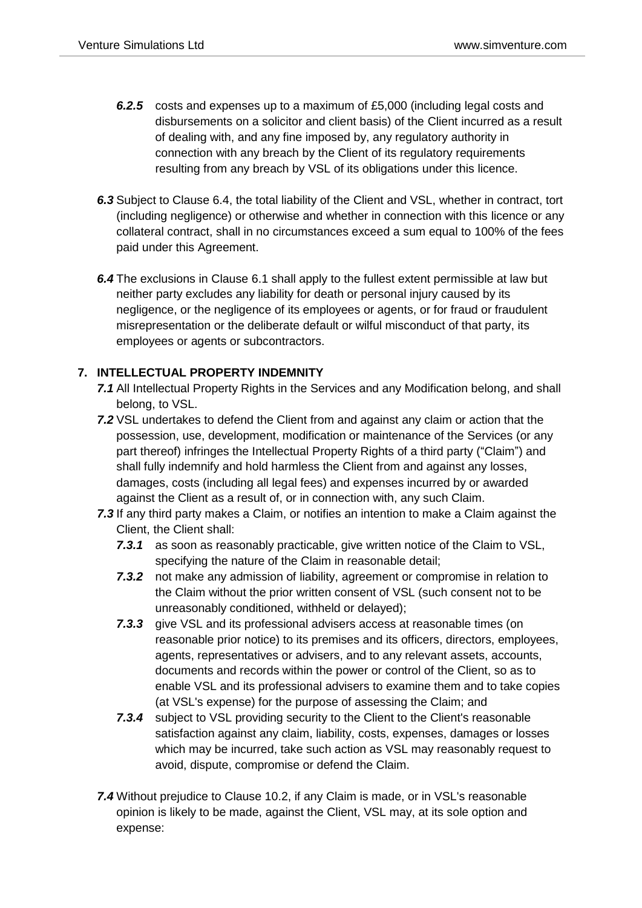***6.2.5*** costs and expenses up to a maximum of £5,000 (including legal costs and disbursements on a solicitor and client basis) of the Client incurred as a result of dealing with, and any fine imposed by, any regulatory authority in connection with any breach by the Client of its regulatory requirements resulting from any breach by VSL of its obligations under this licence.

***6.3*** Subject to Clause 6.4, the total liability of the Client and VSL, whether in contract, tort (including negligence) or otherwise and whether in connection with this licence or any collateral contract, shall in no circumstances exceed a sum equal to 100% of the fees paid under this Agreement.

***6.4*** The exclusions in Clause 6.1 shall apply to the fullest extent permissible at law but neither party excludes any liability for death or personal injury caused by its negligence, or the negligence of its employees or agents, or for fraud or fraudulent misrepresentation or the deliberate default or wilful misconduct of that party, its employees or agents or subcontractors.

## 7. INTELLECTUAL PROPERTY INDEMNITY

***7.1*** All Intellectual Property Rights in the Services and any Modification belong, and shall belong, to VSL.

***7.2*** VSL undertakes to defend the Client from and against any claim or action that the possession, use, development, modification or maintenance of the Services (or any part thereof) infringes the Intellectual Property Rights of a third party ("Claim") and shall fully indemnify and hold harmless the Client from and against any losses, damages, costs (including all legal fees) and expenses incurred by or awarded against the Client as a result of, or in connection with, any such Claim.

***7.3*** If any third party makes a Claim, or notifies an intention to make a Claim against the Client, the Client shall:

***7.3.1*** as soon as reasonably practicable, give written notice of the Claim to VSL, specifying the nature of the Claim in reasonable detail;

***7.3.2*** not make any admission of liability, agreement or compromise in relation to the Claim without the prior written consent of VSL (such consent not to be unreasonably conditioned, withheld or delayed);

***7.3.3*** give VSL and its professional advisers access at reasonable times (on reasonable prior notice) to its premises and its officers, directors, employees, agents, representatives or advisers, and to any relevant assets, accounts, documents and records within the power or control of the Client, so as to enable VSL and its professional advisers to examine them and to take copies (at VSL's expense) for the purpose of assessing the Claim; and

***7.3.4*** subject to VSL providing security to the Client to the Client's reasonable satisfaction against any claim, liability, costs, expenses, damages or losses which may be incurred, take such action as VSL may reasonably request to avoid, dispute, compromise or defend the Claim.

***7.4*** Without prejudice to Clause 10.2, if any Claim is made, or in VSL's reasonable opinion is likely to be made, against the Client, VSL may, at its sole option and expense: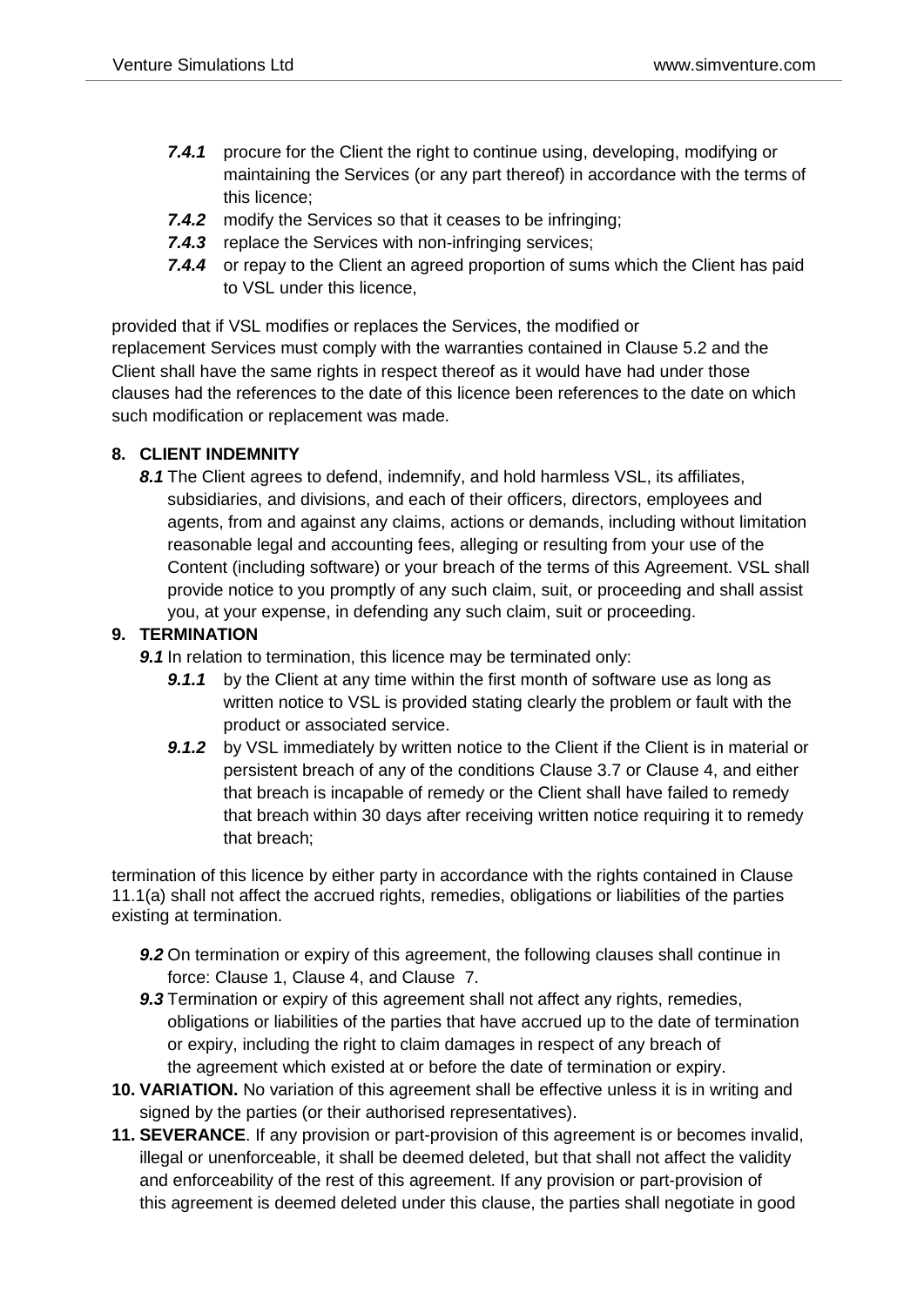- ***7.4.1*** procure for the Client the right to continue using, developing, modifying or maintaining the Services (or any part thereof) in accordance with the terms of this licence;
- ***7.4.2*** modify the Services so that it ceases to be infringing;
- ***7.4.3*** replace the Services with non-infringing services;
- ***7.4.4*** or repay to the Client an agreed proportion of sums which the Client has paid to VSL under this licence,

provided that if VSL modifies or replaces the Services, the modified or replacement Services must comply with the warranties contained in Clause 5.2 and the Client shall have the same rights in respect thereof as it would have had under those clauses had the references to the date of this licence been references to the date on which such modification or replacement was made.

**8. CLIENT INDEMNITY**

***8.1*** The Client agrees to defend, indemnify, and hold harmless VSL, its affiliates, subsidiaries, and divisions, and each of their officers, directors, employees and agents, from and against any claims, actions or demands, including without limitation reasonable legal and accounting fees, alleging or resulting from your use of the Content (including software) or your breach of the terms of this Agreement. VSL shall provide notice to you promptly of any such claim, suit, or proceeding and shall assist you, at your expense, in defending any such claim, suit or proceeding.

**9. TERMINATION**

***9.1*** In relation to termination, this licence may be terminated only:

- ***9.1.1*** by the Client at any time within the first month of software use as long as written notice to VSL is provided stating clearly the problem or fault with the product or associated service.
- ***9.1.2*** by VSL immediately by written notice to the Client if the Client is in material or persistent breach of any of the conditions Clause 3.7 or Clause 4, and either that breach is incapable of remedy or the Client shall have failed to remedy that breach within 30 days after receiving written notice requiring it to remedy that breach;

termination of this licence by either party in accordance with the rights contained in Clause 11.1(a) shall not affect the accrued rights, remedies, obligations or liabilities of the parties existing at termination.

***9.2*** On termination or expiry of this agreement, the following clauses shall continue in force: Clause 1, Clause 4, and Clause 7.

***9.3*** Termination or expiry of this agreement shall not affect any rights, remedies, obligations or liabilities of the parties that have accrued up to the date of termination or expiry, including the right to claim damages in respect of any breach of the agreement which existed at or before the date of termination or expiry.

**10. VARIATION.** No variation of this agreement shall be effective unless it is in writing and signed by the parties (or their authorised representatives).

**11. SEVERANCE**. If any provision or part-provision of this agreement is or becomes invalid, illegal or unenforceable, it shall be deemed deleted, but that shall not affect the validity and enforceability of the rest of this agreement. If any provision or part-provision of this agreement is deemed deleted under this clause, the parties shall negotiate in good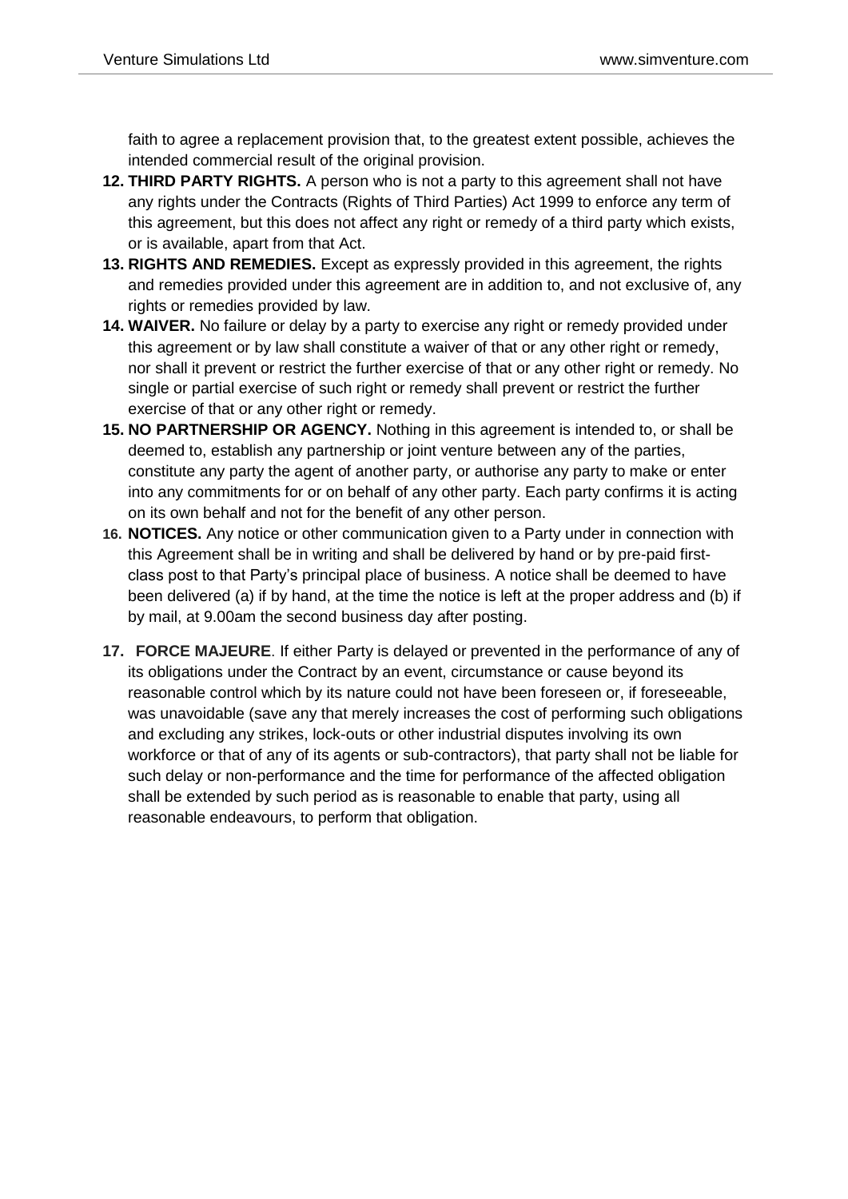faith to agree a replacement provision that, to the greatest extent possible, achieves the intended commercial result of the original provision.

12. **THIRD PARTY RIGHTS.** A person who is not a party to this agreement shall not have any rights under the Contracts (Rights of Third Parties) Act 1999 to enforce any term of this agreement, but this does not affect any right or remedy of a third party which exists, or is available, apart from that Act.
13. **RIGHTS AND REMEDIES.** Except as expressly provided in this agreement, the rights and remedies provided under this agreement are in addition to, and not exclusive of, any rights or remedies provided by law.
14. **WAIVER.** No failure or delay by a party to exercise any right or remedy provided under this agreement or by law shall constitute a waiver of that or any other right or remedy, nor shall it prevent or restrict the further exercise of that or any other right or remedy. No single or partial exercise of such right or remedy shall prevent or restrict the further exercise of that or any other right or remedy.
15. **NO PARTNERSHIP OR AGENCY.** Nothing in this agreement is intended to, or shall be deemed to, establish any partnership or joint venture between any of the parties, constitute any party the agent of another party, or authorise any party to make or enter into any commitments for or on behalf of any other party. Each party confirms it is acting on its own behalf and not for the benefit of any other person.
16. **NOTICES.** Any notice or other communication given to a Party under in connection with this Agreement shall be in writing and shall be delivered by hand or by pre-paid first-class post to that Party's principal place of business. A notice shall be deemed to have been delivered (a) if by hand, at the time the notice is left at the proper address and (b) if by mail, at 9.00am the second business day after posting.
17. **FORCE MAJEURE**. If either Party is delayed or prevented in the performance of any of its obligations under the Contract by an event, circumstance or cause beyond its reasonable control which by its nature could not have been foreseen or, if foreseeable, was unavoidable (save any that merely increases the cost of performing such obligations and excluding any strikes, lock-outs or other industrial disputes involving its own workforce or that of any of its agents or sub-contractors), that party shall not be liable for such delay or non-performance and the time for performance of the affected obligation shall be extended by such period as is reasonable to enable that party, using all reasonable endeavours, to perform that obligation.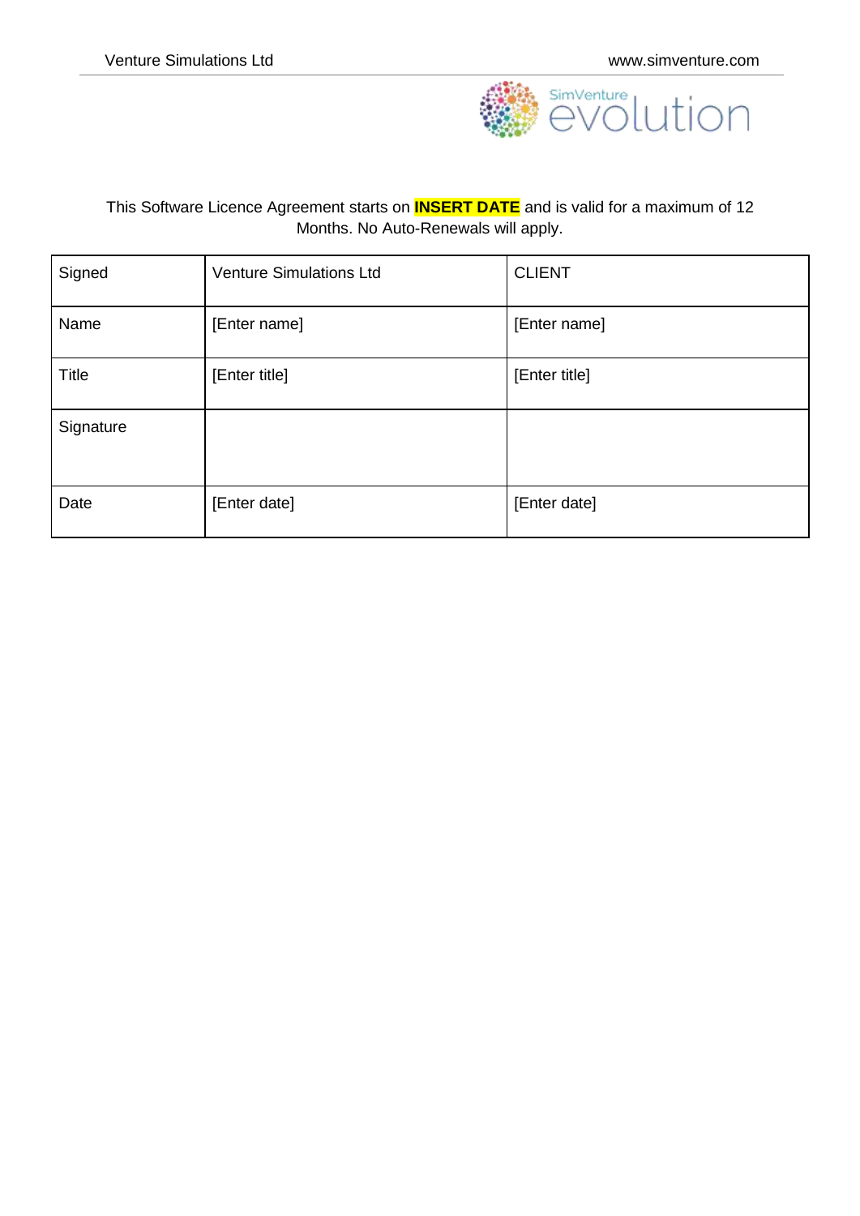This Software Licence Agreement starts on **INSERT DATE** and is valid for a maximum of 12 Months. No Auto-Renewals will apply.

| Signed | Venture Simulations Ltd | CLIENT |
| --- | --- | --- |
| Name | [Enter name] | [Enter name] |
| Title | [Enter title] | [Enter title] |
| Signature | | |
| Date | [Enter date] | [Enter date] |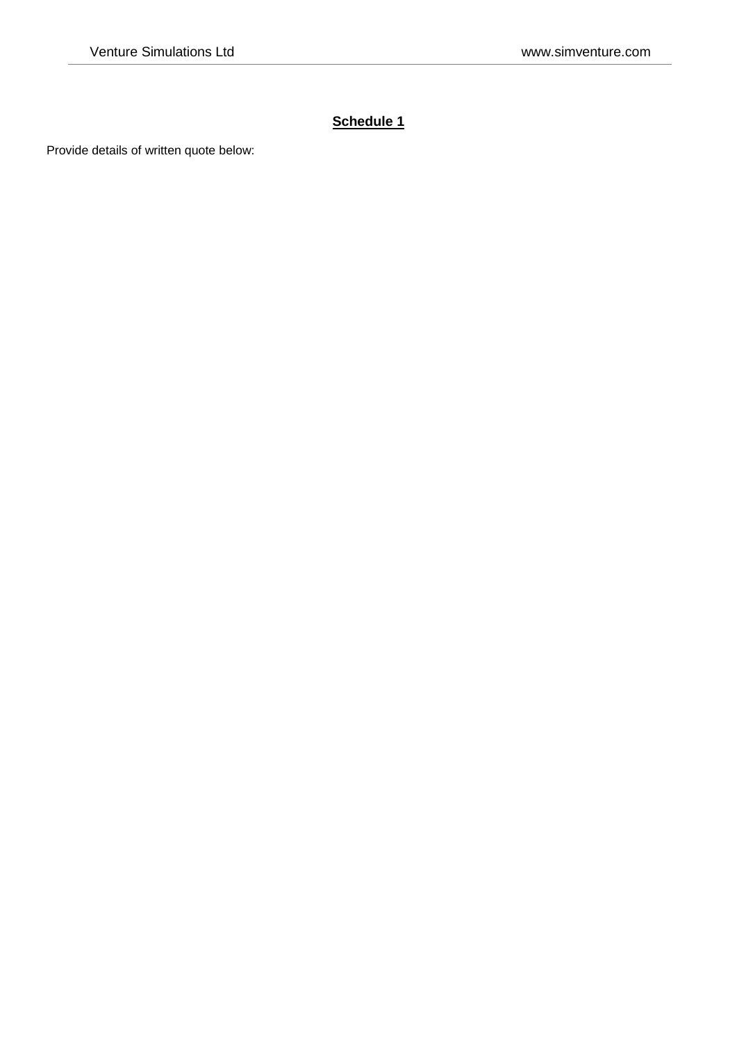## Schedule 1

Provide details of written quote below: